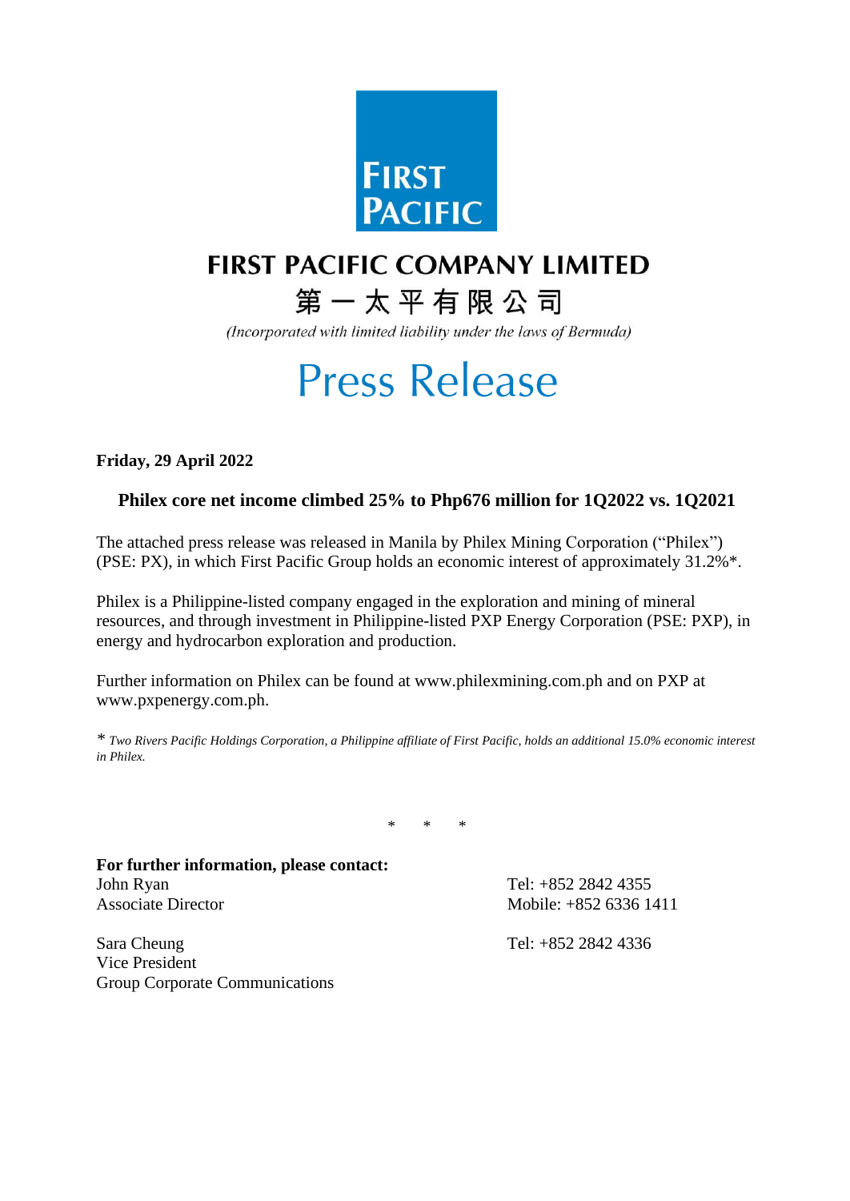FIRST PACIFIC

# FIRST PACIFIC COMPANY LIMITED

第一太平有限公司

*(Incorporated with limited liability under the laws of Bermuda)*

# Press Release

**Friday, 29 April 2022**

## Philex core net income climbed 25% to Php676 million for 1Q2022 vs. 1Q2021

The attached press release was released in Manila by Philex Mining Corporation ("Philex") (PSE: PX), in which First Pacific Group holds an economic interest of approximately 31.2%*.

Philex is a Philippine-listed company engaged in the exploration and mining of mineral resources, and through investment in Philippine-listed PXP Energy Corporation (PSE: PXP), in energy and hydrocarbon exploration and production.

Further information on Philex can be found at www.philexmining.com.ph and on PXP at www.pxpenergy.com.ph.

\* *Two Rivers Pacific Holdings Corporation, a Philippine affiliate of First Pacific, holds an additional 15.0% economic interest in Philex.*

\*　　\*　　\*

**For further information, please contact:**

| | |
|---|---|
| John Ryan<br>Associate Director | Tel: +852 2842 4355<br>Mobile: +852 6336 1411 |
| Sara Cheung<br>Vice President<br>Group Corporate Communications | Tel: +852 2842 4336 |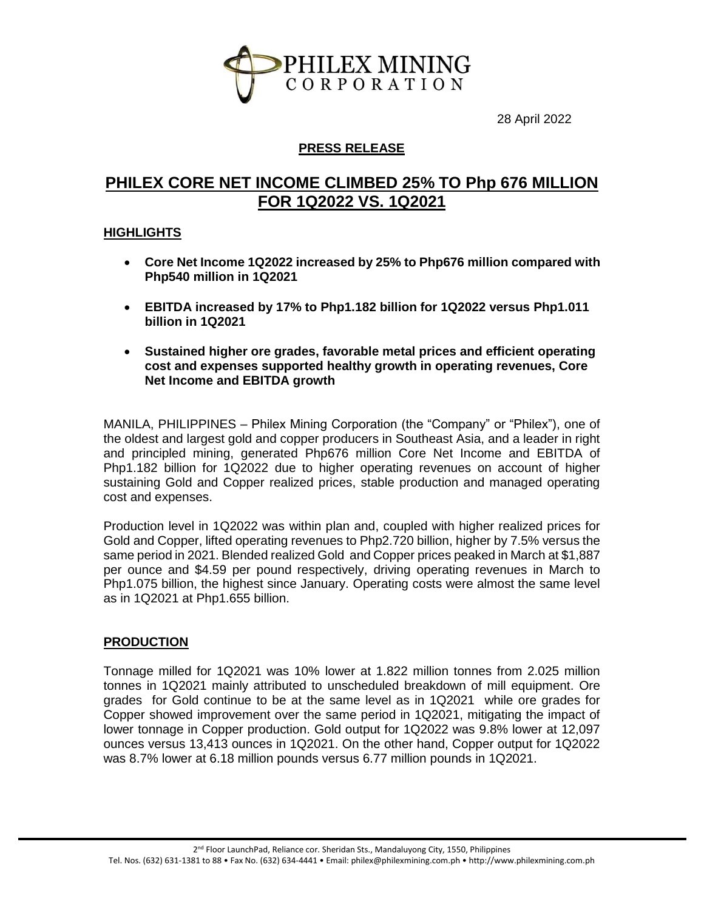28 April 2022

## PRESS RELEASE

# PHILEX CORE NET INCOME CLIMBED 25% TO Php 676 MILLION FOR 1Q2022 VS. 1Q2021

## HIGHLIGHTS

- **Core Net Income 1Q2022 increased by 25% to Php676 million compared with Php540 million in 1Q2021**
- **EBITDA increased by 17% to Php1.182 billion for 1Q2022 versus Php1.011 billion in 1Q2021**
- **Sustained higher ore grades, favorable metal prices and efficient operating cost and expenses supported healthy growth in operating revenues, Core Net Income and EBITDA growth**

MANILA, PHILIPPINES – Philex Mining Corporation (the "Company" or "Philex"), one of the oldest and largest gold and copper producers in Southeast Asia, and a leader in right and principled mining, generated Php676 million Core Net Income and EBITDA of Php1.182 billion for 1Q2022 due to higher operating revenues on account of higher sustaining Gold and Copper realized prices, stable production and managed operating cost and expenses.

Production level in 1Q2022 was within plan and, coupled with higher realized prices for Gold and Copper, lifted operating revenues to Php2.720 billion, higher by 7.5% versus the same period in 2021. Blended realized Gold and Copper prices peaked in March at $1,887 per ounce and $4.59 per pound respectively, driving operating revenues in March to Php1.075 billion, the highest since January. Operating costs were almost the same level as in 1Q2021 at Php1.655 billion.

## PRODUCTION

Tonnage milled for 1Q2021 was 10% lower at 1.822 million tonnes from 2.025 million tonnes in 1Q2021 mainly attributed to unscheduled breakdown of mill equipment. Ore grades for Gold continue to be at the same level as in 1Q2021 while ore grades for Copper showed improvement over the same period in 1Q2021, mitigating the impact of lower tonnage in Copper production. Gold output for 1Q2022 was 9.8% lower at 12,097 ounces versus 13,413 ounces in 1Q2021. On the other hand, Copper output for 1Q2022 was 8.7% lower at 6.18 million pounds versus 6.77 million pounds in 1Q2021.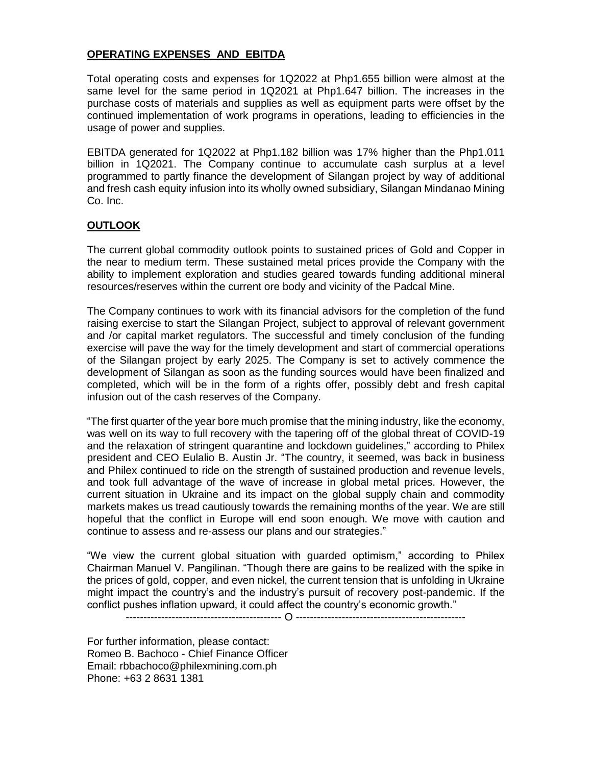## **OPERATING EXPENSES AND EBITDA**

Total operating costs and expenses for 1Q2022 at Php1.655 billion were almost at the same level for the same period in 1Q2021 at Php1.647 billion. The increases in the purchase costs of materials and supplies as well as equipment parts were offset by the continued implementation of work programs in operations, leading to efficiencies in the usage of power and supplies.

EBITDA generated for 1Q2022 at Php1.182 billion was 17% higher than the Php1.011 billion in 1Q2021. The Company continue to accumulate cash surplus at a level programmed to partly finance the development of Silangan project by way of additional and fresh cash equity infusion into its wholly owned subsidiary, Silangan Mindanao Mining Co. Inc.

## **OUTLOOK**

The current global commodity outlook points to sustained prices of Gold and Copper in the near to medium term. These sustained metal prices provide the Company with the ability to implement exploration and studies geared towards funding additional mineral resources/reserves within the current ore body and vicinity of the Padcal Mine.

The Company continues to work with its financial advisors for the completion of the fund raising exercise to start the Silangan Project, subject to approval of relevant government and /or capital market regulators. The successful and timely conclusion of the funding exercise will pave the way for the timely development and start of commercial operations of the Silangan project by early 2025. The Company is set to actively commence the development of Silangan as soon as the funding sources would have been finalized and completed, which will be in the form of a rights offer, possibly debt and fresh capital infusion out of the cash reserves of the Company.

"The first quarter of the year bore much promise that the mining industry, like the economy, was well on its way to full recovery with the tapering off of the global threat of COVID-19 and the relaxation of stringent quarantine and lockdown guidelines," according to Philex president and CEO Eulalio B. Austin Jr. "The country, it seemed, was back in business and Philex continued to ride on the strength of sustained production and revenue levels, and took full advantage of the wave of increase in global metal prices. However, the current situation in Ukraine and its impact on the global supply chain and commodity markets makes us tread cautiously towards the remaining months of the year. We are still hopeful that the conflict in Europe will end soon enough. We move with caution and continue to assess and re-assess our plans and our strategies."

"We view the current global situation with guarded optimism," according to Philex Chairman Manuel V. Pangilinan. "Though there are gains to be realized with the spike in the prices of gold, copper, and even nickel, the current tension that is unfolding in Ukraine might impact the country's and the industry's pursuit of recovery post-pandemic. If the conflict pushes inflation upward, it could affect the country's economic growth."

------------------------------------------- O -----------------------------------------------

For further information, please contact:
Romeo B. Bachoco - Chief Finance Officer
Email: rbbachoco@philexmining.com.ph
Phone: +63 2 8631 1381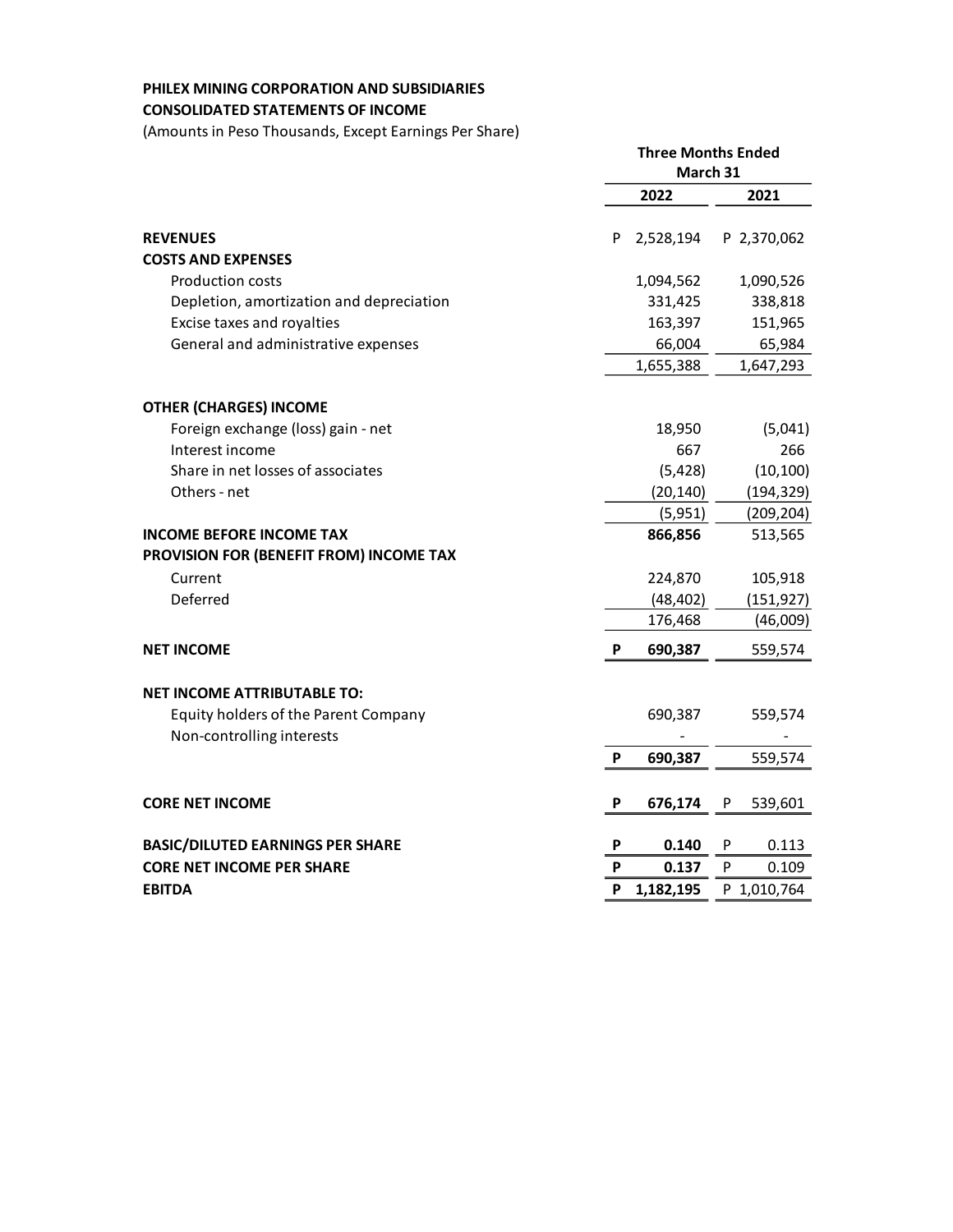**PHILEX MINING CORPORATION AND SUBSIDIARIES**
**CONSOLIDATED STATEMENTS OF INCOME**
(Amounts in Peso Thousands, Except Earnings Per Share)

| | Three Months Ended March 31 | |
|---|---|---|
| | **2022** | **2021** |
| **REVENUES** | P 2,528,194 | P 2,370,062 |
| **COSTS AND EXPENSES** | | |
| Production costs | 1,094,562 | 1,090,526 |
| Depletion, amortization and depreciation | 331,425 | 338,818 |
| Excise taxes and royalties | 163,397 | 151,965 |
| General and administrative expenses | 66,004 | 65,984 |
| | 1,655,388 | 1,647,293 |
| **OTHER (CHARGES) INCOME** | | |
| Foreign exchange (loss) gain - net | 18,950 | (5,041) |
| Interest income | 667 | 266 |
| Share in net losses of associates | (5,428) | (10,100) |
| Others - net | (20,140) | (194,329) |
| | (5,951) | (209,204) |
| **INCOME BEFORE INCOME TAX** | **866,856** | 513,565 |
| **PROVISION FOR (BENEFIT FROM) INCOME TAX** | | |
| Current | 224,870 | 105,918 |
| Deferred | (48,402) | (151,927) |
| | 176,468 | (46,009) |
| **NET INCOME** | **P 690,387** | 559,574 |
| **NET INCOME ATTRIBUTABLE TO:** | | |
| Equity holders of the Parent Company | 690,387 | 559,574 |
| Non-controlling interests | - | - |
| | **P 690,387** | 559,574 |
| **CORE NET INCOME** | **P 676,174** | P 539,601 |
| **BASIC/DILUTED EARNINGS PER SHARE** | **P 0.140** | P 0.113 |
| **CORE NET INCOME PER SHARE** | **P 0.137** | P 0.109 |
| **EBITDA** | **P 1,182,195** | P 1,010,764 |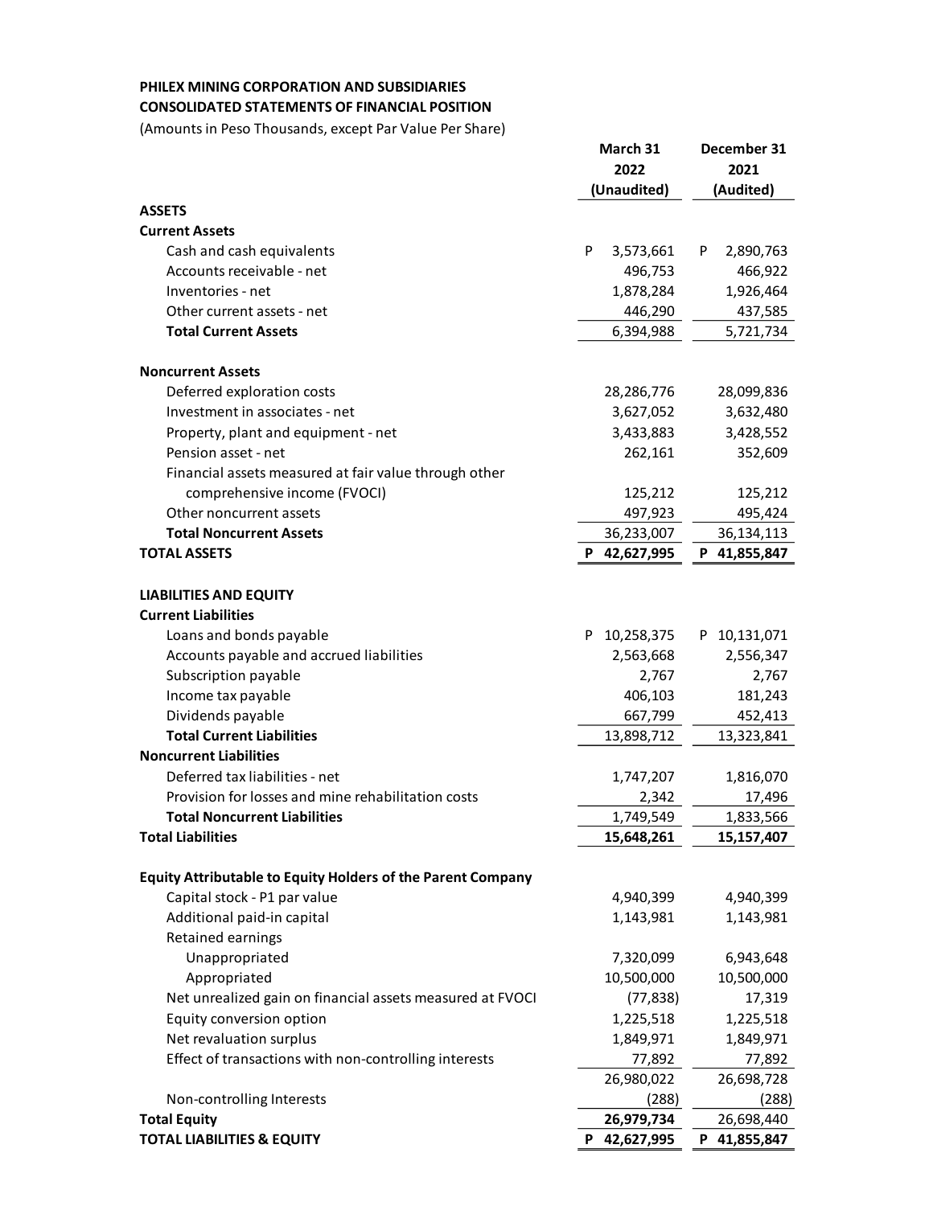**PHILEX MINING CORPORATION AND SUBSIDIARIES**
**CONSOLIDATED STATEMENTS OF FINANCIAL POSITION**
(Amounts in Peso Thousands, except Par Value Per Share)

| | March 31 2022 (Unaudited) | December 31 2021 (Audited) |
|---|---|---|
| **ASSETS** | | |
| **Current Assets** | | |
| Cash and cash equivalents | P 3,573,661 | P 2,890,763 |
| Accounts receivable - net | 496,753 | 466,922 |
| Inventories - net | 1,878,284 | 1,926,464 |
| Other current assets - net | 446,290 | 437,585 |
| **Total Current Assets** | 6,394,988 | 5,721,734 |
| **Noncurrent Assets** | | |
| Deferred exploration costs | 28,286,776 | 28,099,836 |
| Investment in associates - net | 3,627,052 | 3,632,480 |
| Property, plant and equipment - net | 3,433,883 | 3,428,552 |
| Pension asset - net | 262,161 | 352,609 |
| Financial assets measured at fair value through other comprehensive income (FVOCI) | 125,212 | 125,212 |
| Other noncurrent assets | 497,923 | 495,424 |
| **Total Noncurrent Assets** | 36,233,007 | 36,134,113 |
| **TOTAL ASSETS** | **P 42,627,995** | **P 41,855,847** |
| **LIABILITIES AND EQUITY** | | |
| **Current Liabilities** | | |
| Loans and bonds payable | P 10,258,375 | P 10,131,071 |
| Accounts payable and accrued liabilities | 2,563,668 | 2,556,347 |
| Subscription payable | 2,767 | 2,767 |
| Income tax payable | 406,103 | 181,243 |
| Dividends payable | 667,799 | 452,413 |
| **Total Current Liabilities** | 13,898,712 | 13,323,841 |
| **Noncurrent Liabilities** | | |
| Deferred tax liabilities - net | 1,747,207 | 1,816,070 |
| Provision for losses and mine rehabilitation costs | 2,342 | 17,496 |
| **Total Noncurrent Liabilities** | 1,749,549 | 1,833,566 |
| **Total Liabilities** | **15,648,261** | **15,157,407** |
| **Equity Attributable to Equity Holders of the Parent Company** | | |
| Capital stock - P1 par value | 4,940,399 | 4,940,399 |
| Additional paid-in capital | 1,143,981 | 1,143,981 |
| Retained earnings | | |
| Unappropriated | 7,320,099 | 6,943,648 |
| Appropriated | 10,500,000 | 10,500,000 |
| Net unrealized gain on financial assets measured at FVOCI | (77,838) | 17,319 |
| Equity conversion option | 1,225,518 | 1,225,518 |
| Net revaluation surplus | 1,849,971 | 1,849,971 |
| Effect of transactions with non-controlling interests | 77,892 | 77,892 |
| | 26,980,022 | 26,698,728 |
| Non-controlling Interests | (288) | (288) |
| **Total Equity** | **26,979,734** | 26,698,440 |
| **TOTAL LIABILITIES & EQUITY** | **P 42,627,995** | **P 41,855,847** |